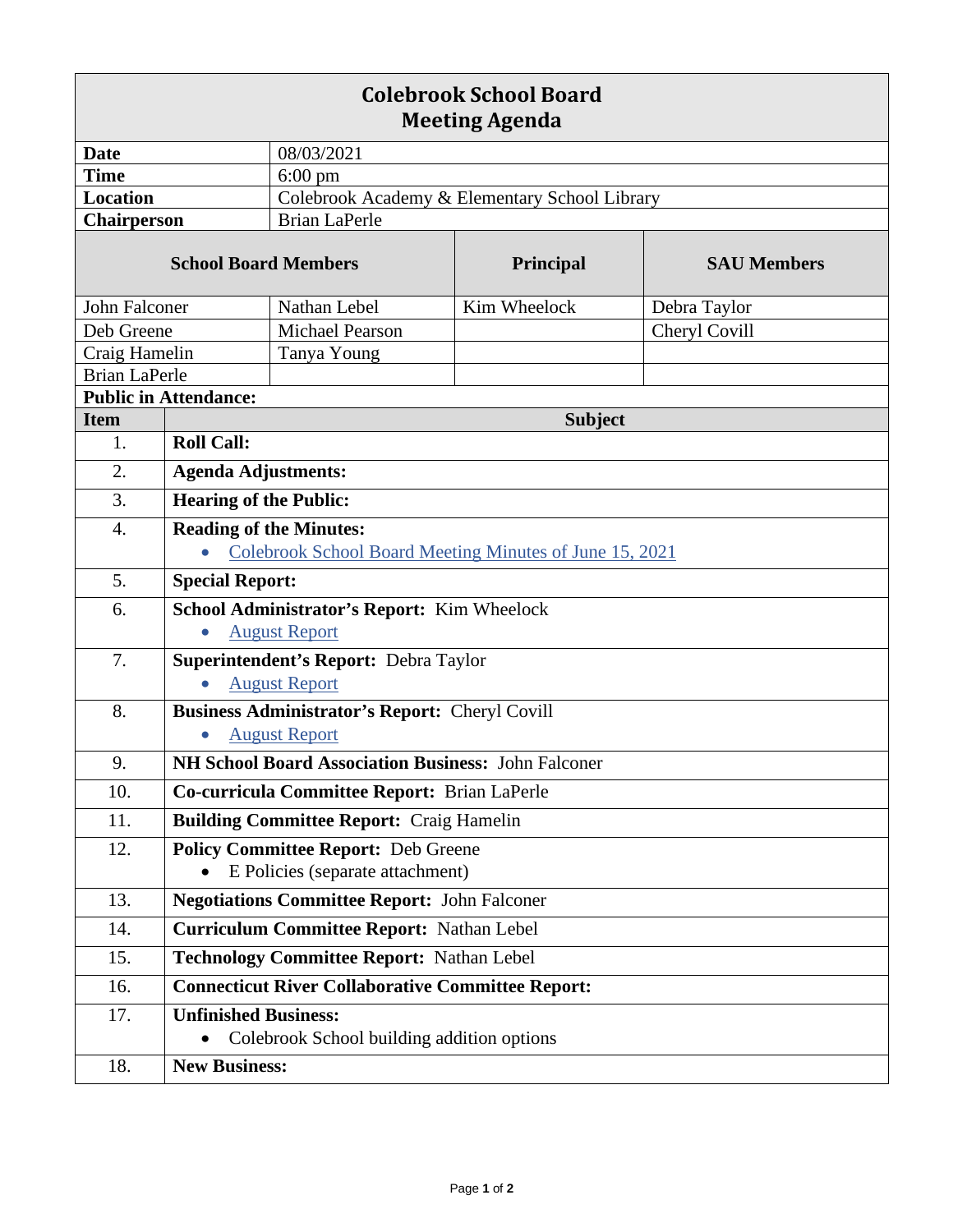# Colebrook School Board
## Meeting Agenda

| | |
|---|---|
| **Date** | 08/03/2021 |
| **Time** | 6:00 pm |
| **Location** | Colebrook Academy & Elementary School Library |
| **Chairperson** | Brian LaPerle |

| **School Board Members** | | **Principal** | **SAU Members** |
|---|---|---|---|
| John Falconer | Nathan Lebel | Kim Wheelock | Debra Taylor |
| Deb Greene | Michael Pearson | | Cheryl Covill |
| Craig Hamelin | Tanya Young | | |
| Brian LaPerle | | | |

**Public in Attendance:**

| **Item** | **Subject** |
|---|---|
| 1. | **Roll Call:** |
| 2. | **Agenda Adjustments:** |
| 3. | **Hearing of the Public:** |
| 4. | **Reading of the Minutes:**<br>• Colebrook School Board Meeting Minutes of June 15, 2021 |
| 5. | **Special Report:** |
| 6. | **School Administrator's Report:** Kim Wheelock<br>• August Report |
| 7. | **Superintendent's Report:** Debra Taylor<br>• August Report |
| 8. | **Business Administrator's Report:** Cheryl Covill<br>• August Report |
| 9. | **NH School Board Association Business:** John Falconer |
| 10. | **Co-curricula Committee Report:** Brian LaPerle |
| 11. | **Building Committee Report:** Craig Hamelin |
| 12. | **Policy Committee Report:** Deb Greene<br>• E Policies (separate attachment) |
| 13. | **Negotiations Committee Report:** John Falconer |
| 14. | **Curriculum Committee Report:** Nathan Lebel |
| 15. | **Technology Committee Report:** Nathan Lebel |
| 16. | **Connecticut River Collaborative Committee Report:** |
| 17. | **Unfinished Business:**<br>• Colebrook School building addition options |
| 18. | **New Business:** |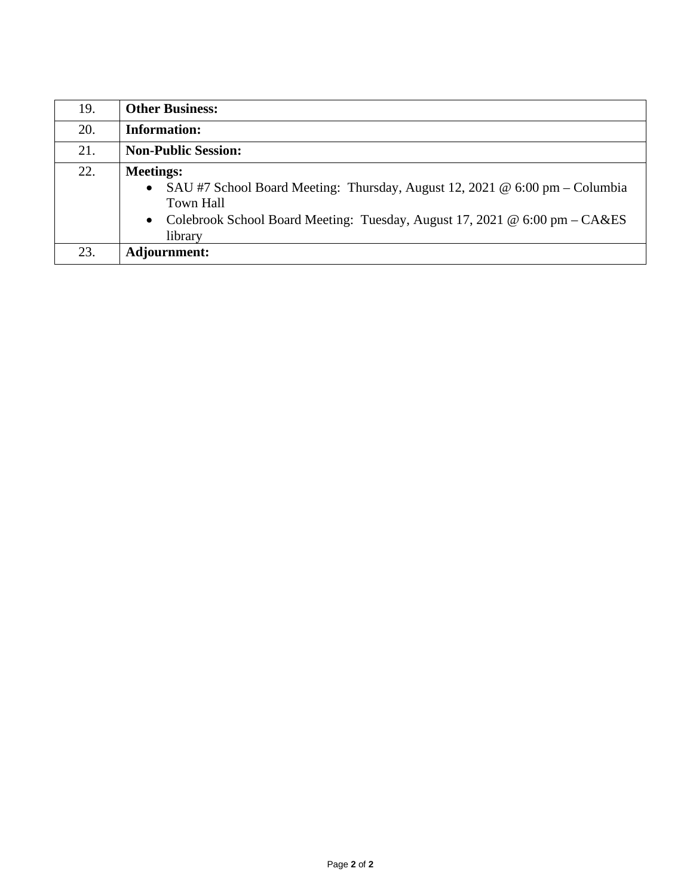| | |
|---|---|
| 19. | **Other Business:** |
| 20. | **Information:** |
| 21. | **Non-Public Session:** |
| 22. | **Meetings:**<br>• SAU #7 School Board Meeting: Thursday, August 12, 2021 @ 6:00 pm – Columbia Town Hall<br>• Colebrook School Board Meeting: Tuesday, August 17, 2021 @ 6:00 pm – CA&ES library |
| 23. | **Adjournment:** |